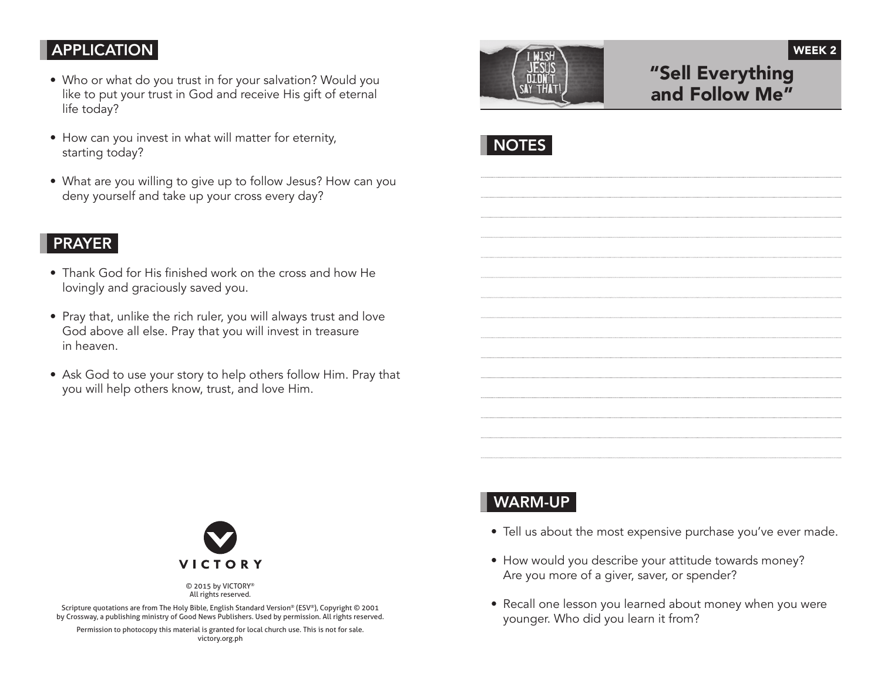## APPLICATION

- Who or what do you trust in for your salvation? Would you like to put your trust in God and receive His gift of eternal life today?
- How can you invest in what will matter for eternity, starting today?
- What are you willing to give up to follow Jesus? How can you deny yourself and take up your cross every day?

## PRAYER

- Thank God for His finished work on the cross and how He lovingly and graciously saved you.
- Pray that, unlike the rich ruler, you will always trust and love God above all else. Pray that you will invest in treasure in heaven.
- Ask God to use your story to help others follow Him. Pray that you will help others know, trust, and love Him.

VICTORY

© 2015 by VICTORY®
All rights reserved.

Scripture quotations are from The Holy Bible, English Standard Version® (ESV®), Copyright © 2001 by Crossway, a publishing ministry of Good News Publishers. Used by permission. All rights reserved.

Permission to photocopy this material is granted for local church use. This is not for sale.
victory.org.ph

I WISH JESUS DIDN'T SAY THAT!

WEEK 2

# "Sell Everything and Follow Me"

## NOTES

## WARM-UP

- Tell us about the most expensive purchase you've ever made.
- How would you describe your attitude towards money? Are you more of a giver, saver, or spender?
- Recall one lesson you learned about money when you were younger. Who did you learn it from?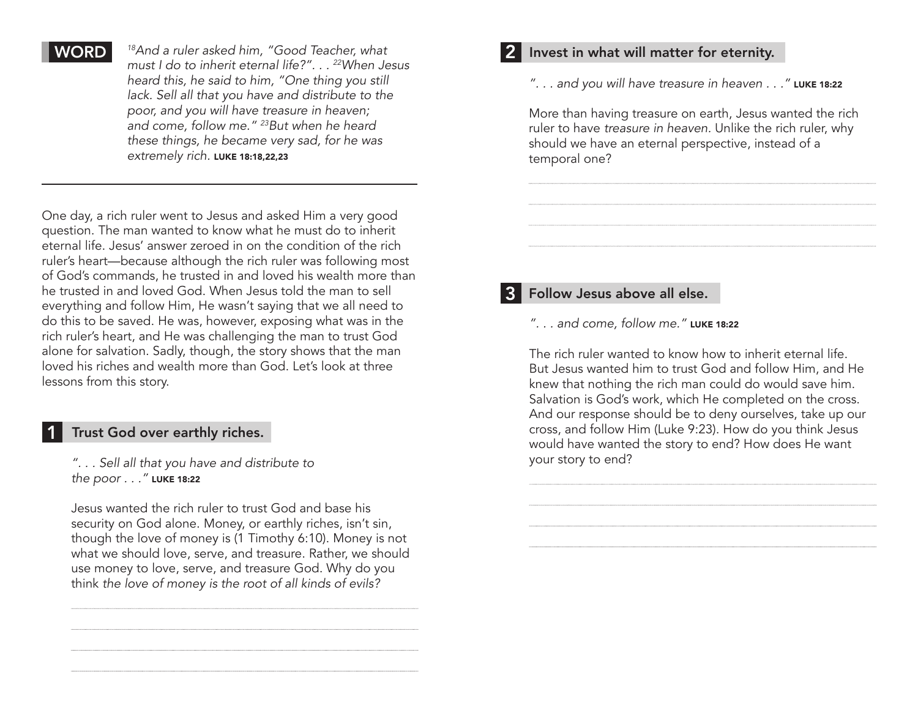**WORD**

*[18]And a ruler asked him, "Good Teacher, what must I do to inherit eternal life?". . . [22]When Jesus heard this, he said to him, "One thing you still lack. Sell all that you have and distribute to the poor, and you will have treasure in heaven; and come, follow me." [23]But when he heard these things, he became very sad, for he was extremely rich.* **LUKE 18:18,22,23**

---

One day, a rich ruler went to Jesus and asked Him a very good question. The man wanted to know what he must do to inherit eternal life. Jesus' answer zeroed in on the condition of the rich ruler's heart—because although the rich ruler was following most of God's commands, he trusted in and loved his wealth more than he trusted in and loved God. When Jesus told the man to sell everything and follow Him, He wasn't saying that we all need to do this to be saved. He was, however, exposing what was in the rich ruler's heart, and He was challenging the man to trust God alone for salvation. Sadly, though, the story shows that the man loved his riches and wealth more than God. Let's look at three lessons from this story.

## 1 Trust God over earthly riches.

*". . . Sell all that you have and distribute to the poor . . ."* **LUKE 18:22**

Jesus wanted the rich ruler to trust God and base his security on God alone. Money, or earthly riches, isn't sin, though the love of money is (1 Timothy 6:10). Money is not what we should love, serve, and treasure. Rather, we should use money to love, serve, and treasure God. Why do you think *the love of money is the root of all kinds of evils?*

## 2 Invest in what will matter for eternity.

*". . . and you will have treasure in heaven . . ."* **LUKE 18:22**

More than having treasure on earth, Jesus wanted the rich ruler to have *treasure in heaven*. Unlike the rich ruler, why should we have an eternal perspective, instead of a temporal one?

## 3 Follow Jesus above all else.

*". . . and come, follow me."* **LUKE 18:22**

The rich ruler wanted to know how to inherit eternal life. But Jesus wanted him to trust God and follow Him, and He knew that nothing the rich man could do would save him. Salvation is God's work, which He completed on the cross. And our response should be to deny ourselves, take up our cross, and follow Him (Luke 9:23). How do you think Jesus would have wanted the story to end? How does He want your story to end?